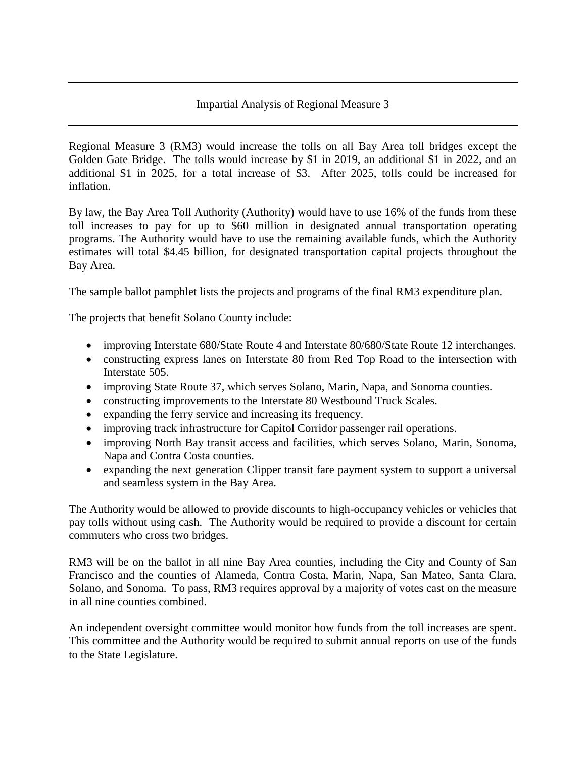# Impartial Analysis of Regional Measure 3

Regional Measure 3 (RM3) would increase the tolls on all Bay Area toll bridges except the Golden Gate Bridge. The tolls would increase by $1 in 2019, an additional $1 in 2022, and an additional $1 in 2025, for a total increase of $3. After 2025, tolls could be increased for inflation.

By law, the Bay Area Toll Authority (Authority) would have to use 16% of the funds from these toll increases to pay for up to $60 million in designated annual transportation operating programs. The Authority would have to use the remaining available funds, which the Authority estimates will total $4.45 billion, for designated transportation capital projects throughout the Bay Area.

The sample ballot pamphlet lists the projects and programs of the final RM3 expenditure plan.

The projects that benefit Solano County include:

- improving Interstate 680/State Route 4 and Interstate 80/680/State Route 12 interchanges.
- constructing express lanes on Interstate 80 from Red Top Road to the intersection with Interstate 505.
- improving State Route 37, which serves Solano, Marin, Napa, and Sonoma counties.
- constructing improvements to the Interstate 80 Westbound Truck Scales.
- expanding the ferry service and increasing its frequency.
- improving track infrastructure for Capitol Corridor passenger rail operations.
- improving North Bay transit access and facilities, which serves Solano, Marin, Sonoma, Napa and Contra Costa counties.
- expanding the next generation Clipper transit fare payment system to support a universal and seamless system in the Bay Area.

The Authority would be allowed to provide discounts to high-occupancy vehicles or vehicles that pay tolls without using cash. The Authority would be required to provide a discount for certain commuters who cross two bridges.

RM3 will be on the ballot in all nine Bay Area counties, including the City and County of San Francisco and the counties of Alameda, Contra Costa, Marin, Napa, San Mateo, Santa Clara, Solano, and Sonoma. To pass, RM3 requires approval by a majority of votes cast on the measure in all nine counties combined.

An independent oversight committee would monitor how funds from the toll increases are spent. This committee and the Authority would be required to submit annual reports on use of the funds to the State Legislature.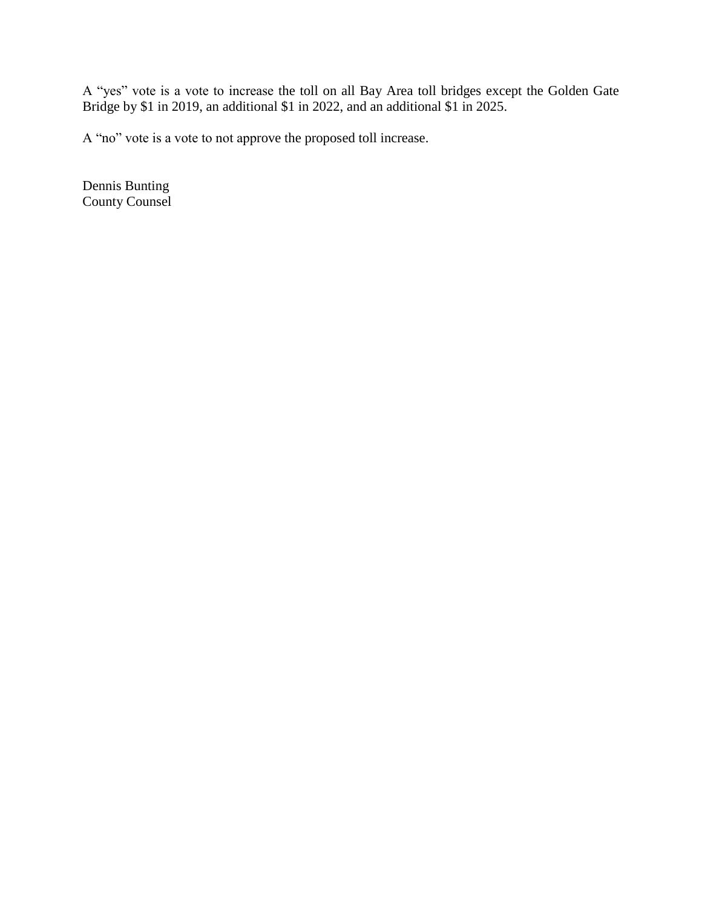A "yes" vote is a vote to increase the toll on all Bay Area toll bridges except the Golden Gate Bridge by $1 in 2019, an additional $1 in 2022, and an additional $1 in 2025.

A "no" vote is a vote to not approve the proposed toll increase.

Dennis Bunting
County Counsel